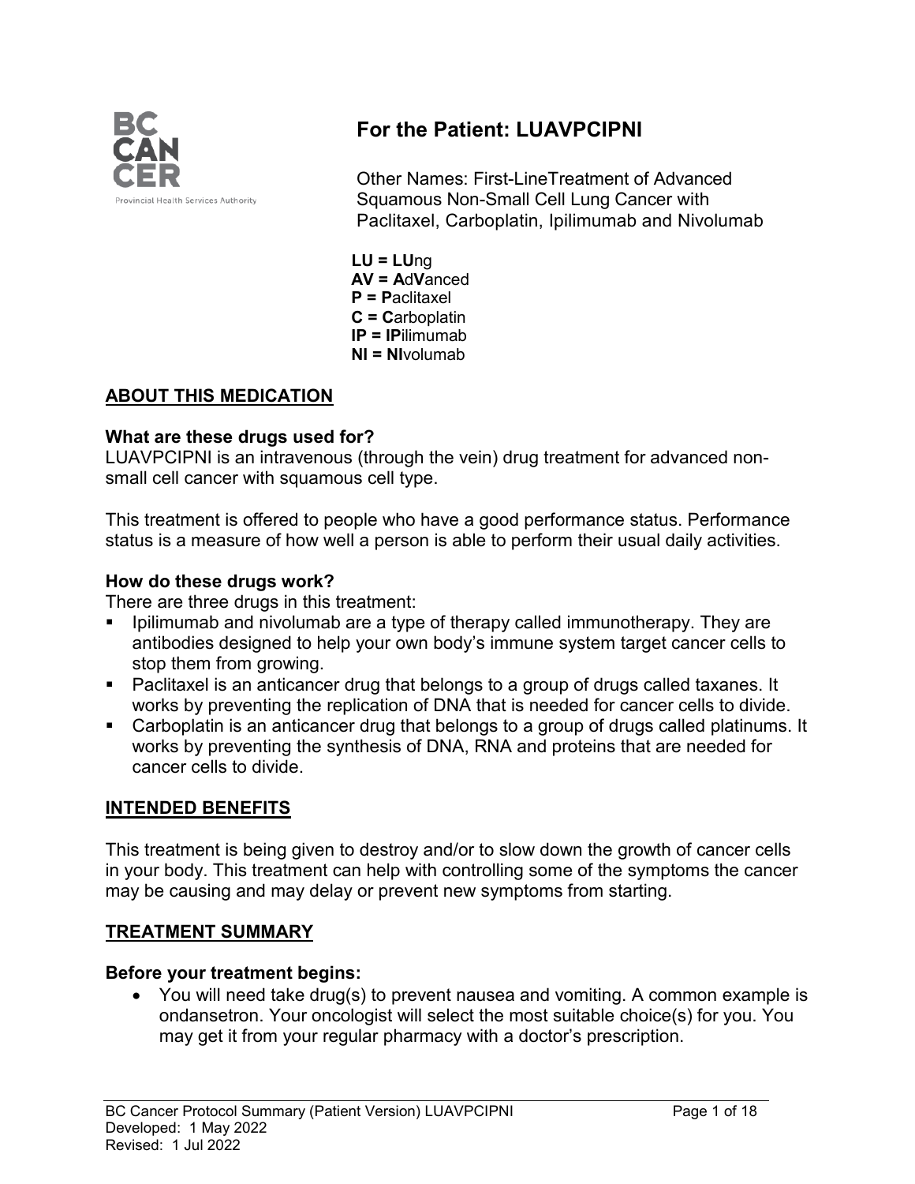# For the Patient: LUAVPCIPNI

Other Names: First-LineTreatment of Advanced Squamous Non-Small Cell Lung Cancer with Paclitaxel, Carboplatin, Ipilimumab and Nivolumab

**LU = LU**ng
**AV = A**d**V**anced
**P = P**aclitaxel
**C = C**arboplatin
**IP = IP**ilimumab
**NI = NI**volumab

## ABOUT THIS MEDICATION

### What are these drugs used for?

LUAVPCIPNI is an intravenous (through the vein) drug treatment for advanced non-small cell cancer with squamous cell type.

This treatment is offered to people who have a good performance status. Performance status is a measure of how well a person is able to perform their usual daily activities.

### How do these drugs work?

There are three drugs in this treatment:

- Ipilimumab and nivolumab are a type of therapy called immunotherapy. They are antibodies designed to help your own body's immune system target cancer cells to stop them from growing.
- Paclitaxel is an anticancer drug that belongs to a group of drugs called taxanes. It works by preventing the replication of DNA that is needed for cancer cells to divide.
- Carboplatin is an anticancer drug that belongs to a group of drugs called platinums. It works by preventing the synthesis of DNA, RNA and proteins that are needed for cancer cells to divide.

## INTENDED BENEFITS

This treatment is being given to destroy and/or to slow down the growth of cancer cells in your body. This treatment can help with controlling some of the symptoms the cancer may be causing and may delay or prevent new symptoms from starting.

## TREATMENT SUMMARY

### Before your treatment begins:

- You will need take drug(s) to prevent nausea and vomiting. A common example is ondansetron. Your oncologist will select the most suitable choice(s) for you. You may get it from your regular pharmacy with a doctor's prescription.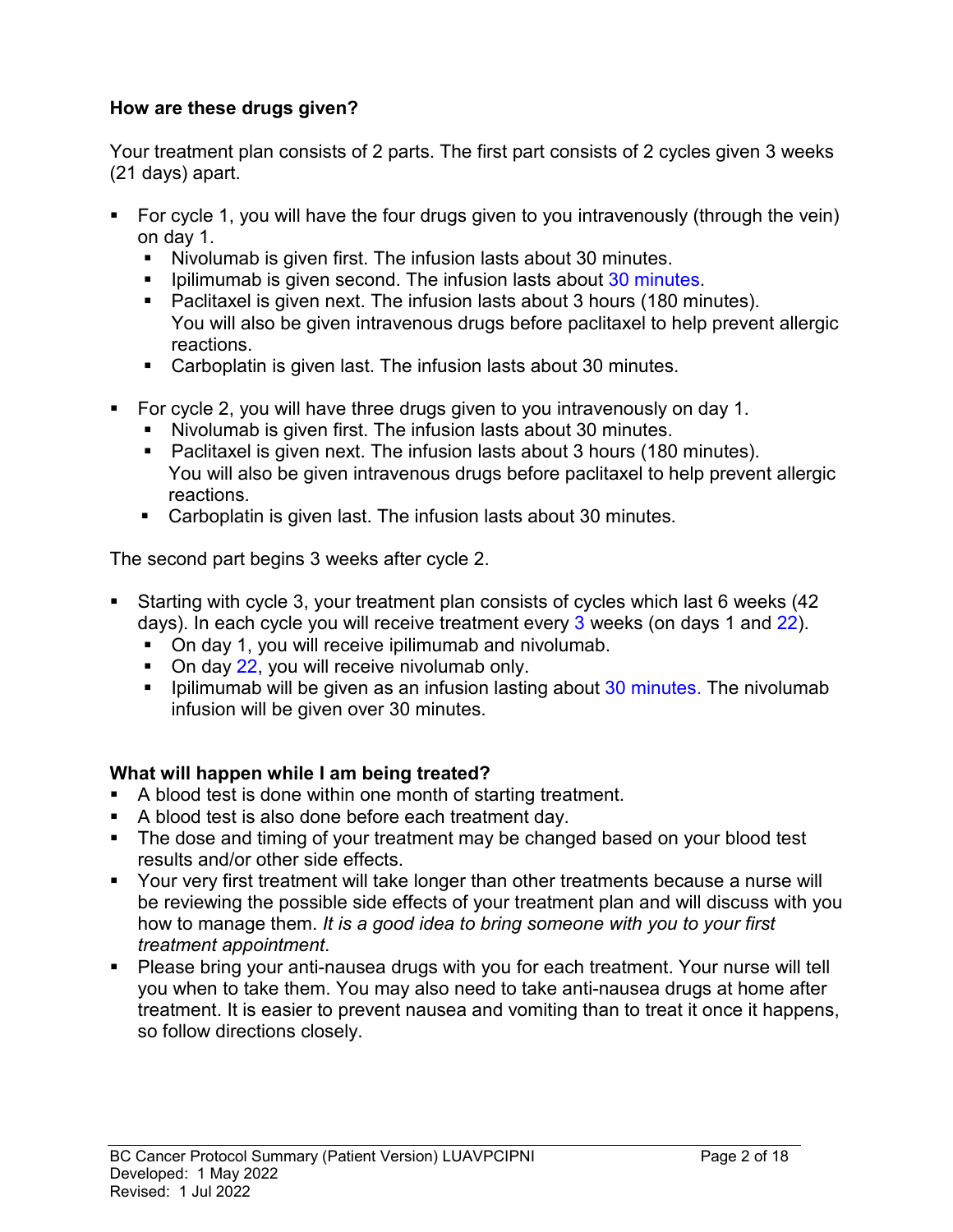**How are these drugs given?**

Your treatment plan consists of 2 parts. The first part consists of 2 cycles given 3 weeks (21 days) apart.

- For cycle 1, you will have the four drugs given to you intravenously (through the vein) on day 1.
  - Nivolumab is given first. The infusion lasts about 30 minutes.
  - Ipilimumab is given second. The infusion lasts about 30 minutes.
  - Paclitaxel is given next. The infusion lasts about 3 hours (180 minutes). You will also be given intravenous drugs before paclitaxel to help prevent allergic reactions.
  - Carboplatin is given last. The infusion lasts about 30 minutes.

- For cycle 2, you will have three drugs given to you intravenously on day 1.
  - Nivolumab is given first. The infusion lasts about 30 minutes.
  - Paclitaxel is given next. The infusion lasts about 3 hours (180 minutes). You will also be given intravenous drugs before paclitaxel to help prevent allergic reactions.
  - Carboplatin is given last. The infusion lasts about 30 minutes.

The second part begins 3 weeks after cycle 2.

- Starting with cycle 3, your treatment plan consists of cycles which last 6 weeks (42 days). In each cycle you will receive treatment every 3 weeks (on days 1 and 22).
  - On day 1, you will receive ipilimumab and nivolumab.
  - On day 22, you will receive nivolumab only.
  - Ipilimumab will be given as an infusion lasting about 30 minutes. The nivolumab infusion will be given over 30 minutes.

**What will happen while I am being treated?**

- A blood test is done within one month of starting treatment.
- A blood test is also done before each treatment day.
- The dose and timing of your treatment may be changed based on your blood test results and/or other side effects.
- Your very first treatment will take longer than other treatments because a nurse will be reviewing the possible side effects of your treatment plan and will discuss with you how to manage them. *It is a good idea to bring someone with you to your first treatment appointment*.
- Please bring your anti-nausea drugs with you for each treatment. Your nurse will tell you when to take them. You may also need to take anti-nausea drugs at home after treatment. It is easier to prevent nausea and vomiting than to treat it once it happens, so follow directions closely.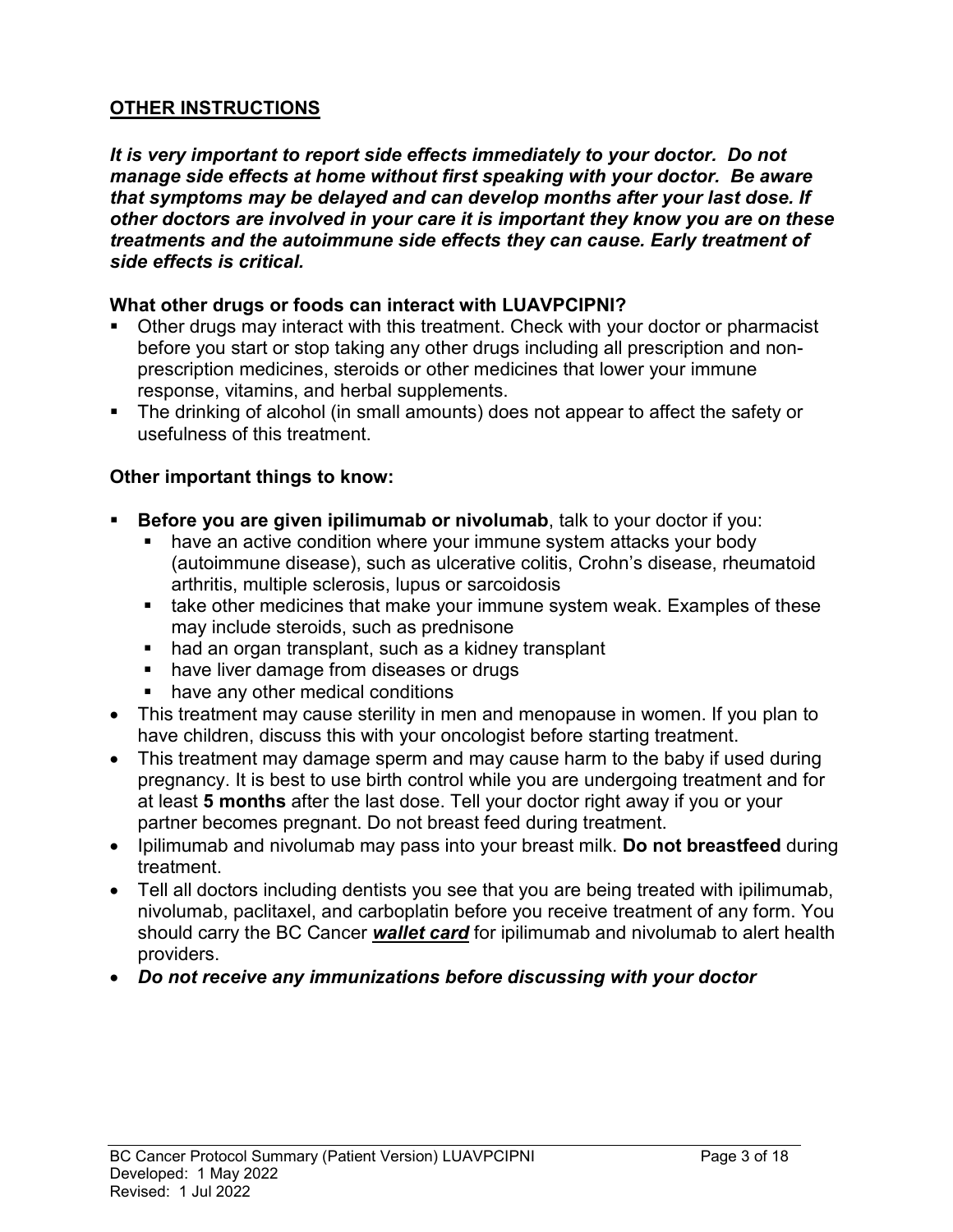## OTHER INSTRUCTIONS

***It is very important to report side effects immediately to your doctor. Do not manage side effects at home without first speaking with your doctor. Be aware that symptoms may be delayed and can develop months after your last dose. If other doctors are involved in your care it is important they know you are on these treatments and the autoimmune side effects they can cause. Early treatment of side effects is critical.***

### What other drugs or foods can interact with LUAVPCIPNI?

- Other drugs may interact with this treatment. Check with your doctor or pharmacist before you start or stop taking any other drugs including all prescription and non-prescription medicines, steroids or other medicines that lower your immune response, vitamins, and herbal supplements.
- The drinking of alcohol (in small amounts) does not appear to affect the safety or usefulness of this treatment.

### Other important things to know:

- **Before you are given ipilimumab or nivolumab**, talk to your doctor if you:
  - have an active condition where your immune system attacks your body (autoimmune disease), such as ulcerative colitis, Crohn's disease, rheumatoid arthritis, multiple sclerosis, lupus or sarcoidosis
  - take other medicines that make your immune system weak. Examples of these may include steroids, such as prednisone
  - had an organ transplant, such as a kidney transplant
  - have liver damage from diseases or drugs
  - have any other medical conditions
- This treatment may cause sterility in men and menopause in women. If you plan to have children, discuss this with your oncologist before starting treatment.
- This treatment may damage sperm and may cause harm to the baby if used during pregnancy. It is best to use birth control while you are undergoing treatment and for at least **5 months** after the last dose. Tell your doctor right away if you or your partner becomes pregnant. Do not breast feed during treatment.
- Ipilimumab and nivolumab may pass into your breast milk. **Do not breastfeed** during treatment.
- Tell all doctors including dentists you see that you are being treated with ipilimumab, nivolumab, paclitaxel, and carboplatin before you receive treatment of any form. You should carry the BC Cancer ***wallet card*** for ipilimumab and nivolumab to alert health providers.
- ***Do not receive any immunizations before discussing with your doctor***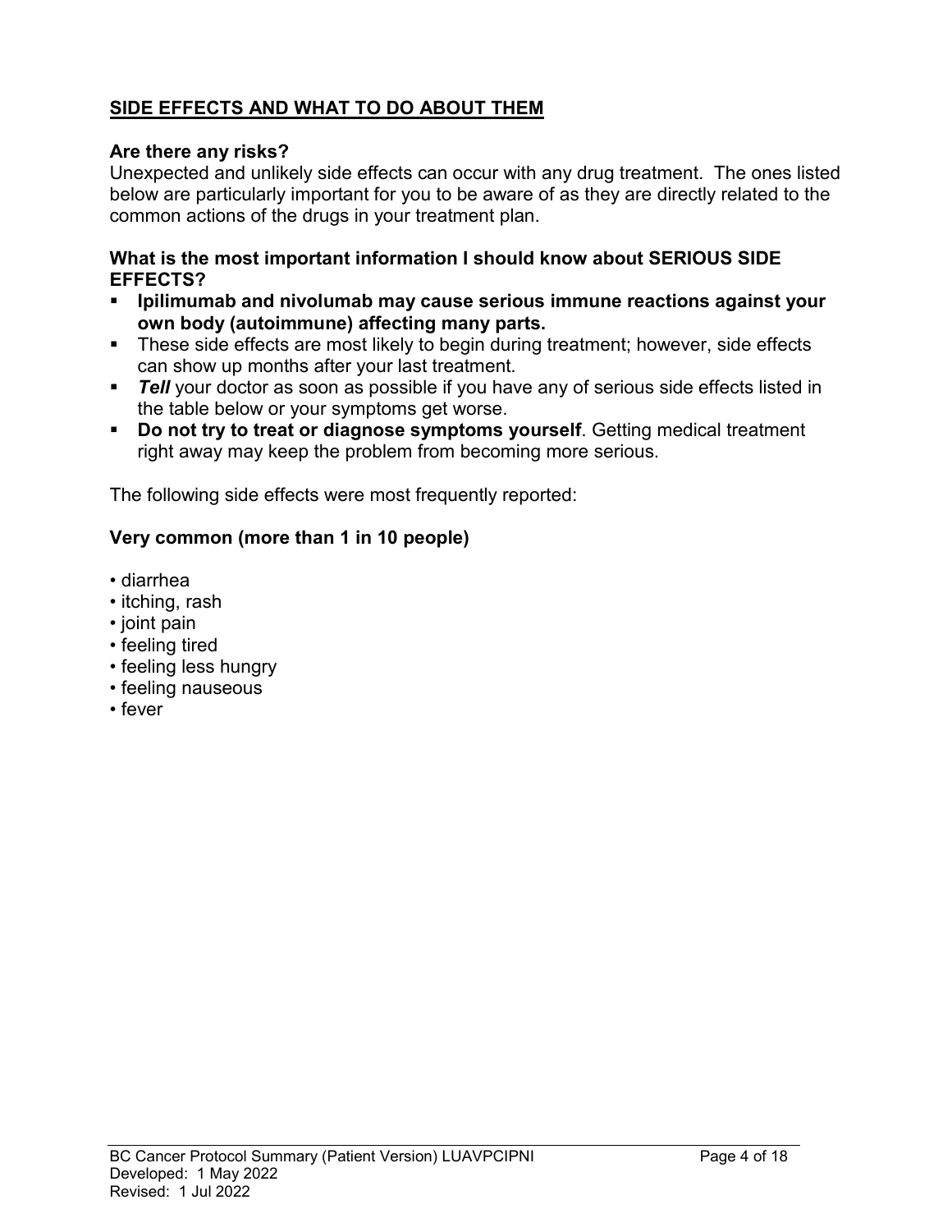## SIDE EFFECTS AND WHAT TO DO ABOUT THEM

**Are there any risks?**

Unexpected and unlikely side effects can occur with any drug treatment. The ones listed below are particularly important for you to be aware of as they are directly related to the common actions of the drugs in your treatment plan.

**What is the most important information I should know about SERIOUS SIDE EFFECTS?**

- **Ipilimumab and nivolumab may cause serious immune reactions against your own body (autoimmune) affecting many parts.**
- These side effects are most likely to begin during treatment; however, side effects can show up months after your last treatment.
- ***Tell*** your doctor as soon as possible if you have any of serious side effects listed in the table below or your symptoms get worse.
- **Do not try to treat or diagnose symptoms yourself**. Getting medical treatment right away may keep the problem from becoming more serious.

The following side effects were most frequently reported:

**Very common (more than 1 in 10 people)**

- diarrhea
- itching, rash
- joint pain
- feeling tired
- feeling less hungry
- feeling nauseous
- fever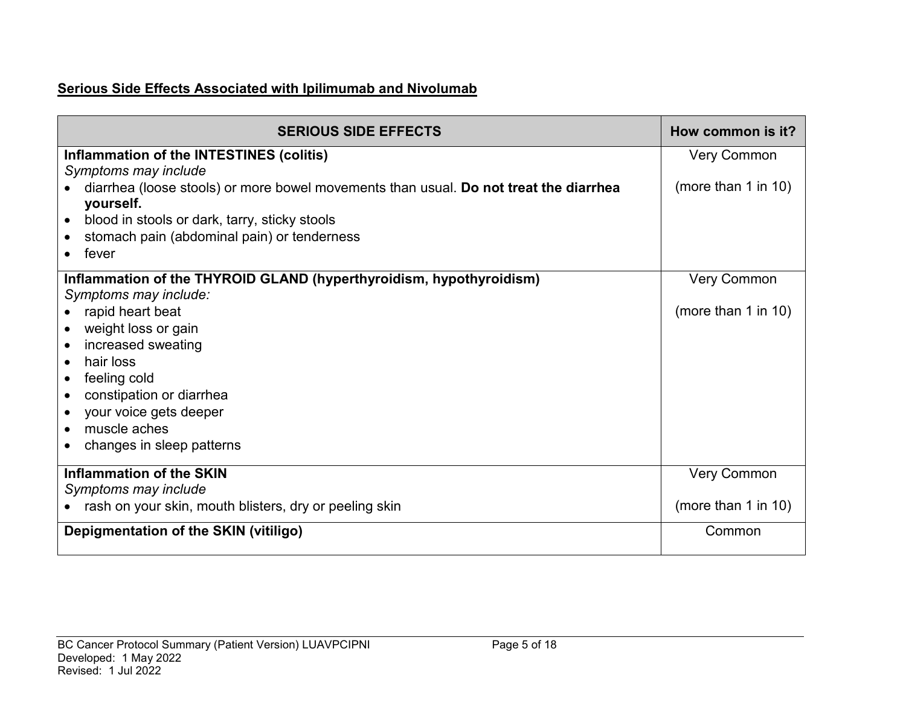**Serious Side Effects Associated with Ipilimumab and Nivolumab**

| SERIOUS SIDE EFFECTS | How common is it? |
|---|---|
| **Inflammation of the INTESTINES (colitis)**<br>*Symptoms may include*<br>• diarrhea (loose stools) or more bowel movements than usual. **Do not treat the diarrhea yourself.**<br>• blood in stools or dark, tarry, sticky stools<br>• stomach pain (abdominal pain) or tenderness<br>• fever | Very Common<br><br>(more than 1 in 10) |
| **Inflammation of the THYROID GLAND (hyperthyroidism, hypothyroidism)**<br>*Symptoms may include:*<br>• rapid heart beat<br>• weight loss or gain<br>• increased sweating<br>• hair loss<br>• feeling cold<br>• constipation or diarrhea<br>• your voice gets deeper<br>• muscle aches<br>• changes in sleep patterns | Very Common<br><br>(more than 1 in 10) |
| **Inflammation of the SKIN**<br>*Symptoms may include*<br>• rash on your skin, mouth blisters, dry or peeling skin | Very Common<br><br>(more than 1 in 10) |
| **Depigmentation of the SKIN (vitiligo)** | Common |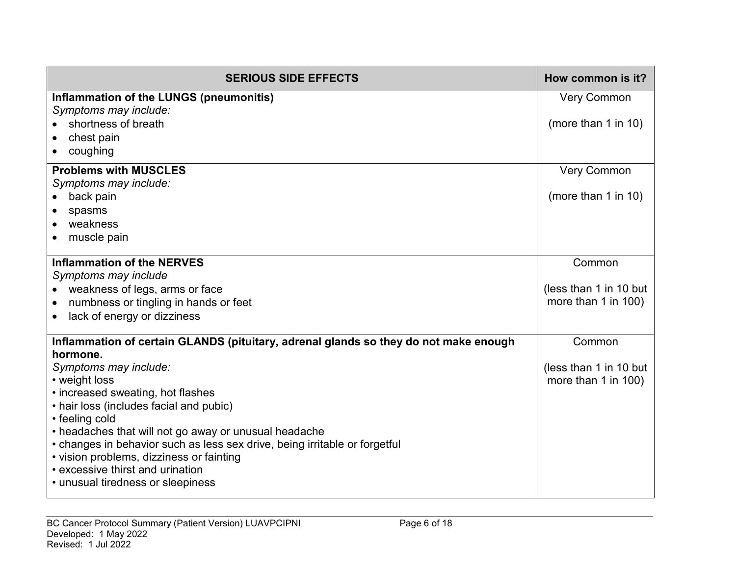| SERIOUS SIDE EFFECTS | How common is it? |
|---|---|
| **Inflammation of the LUNGS (pneumonitis)**<br>*Symptoms may include:*<br>• shortness of breath<br>• chest pain<br>• coughing | Very Common<br><br>(more than 1 in 10) |
| **Problems with MUSCLES**<br>*Symptoms may include:*<br>• back pain<br>• spasms<br>• weakness<br>• muscle pain | Very Common<br><br>(more than 1 in 10) |
| **Inflammation of the NERVES**<br>*Symptoms may include*<br>• weakness of legs, arms or face<br>• numbness or tingling in hands or feet<br>• lack of energy or dizziness | Common<br><br>(less than 1 in 10 but more than 1 in 100) |
| **Inflammation of certain GLANDS (pituitary, adrenal glands so they do not make enough hormone.**<br>*Symptoms may include:*<br>• weight loss<br>• increased sweating, hot flashes<br>• hair loss (includes facial and pubic)<br>• feeling cold<br>• headaches that will not go away or unusual headache<br>• changes in behavior such as less sex drive, being irritable or forgetful<br>• vision problems, dizziness or fainting<br>• excessive thirst and urination<br>• unusual tiredness or sleepiness | Common<br><br>(less than 1 in 10 but more than 1 in 100) |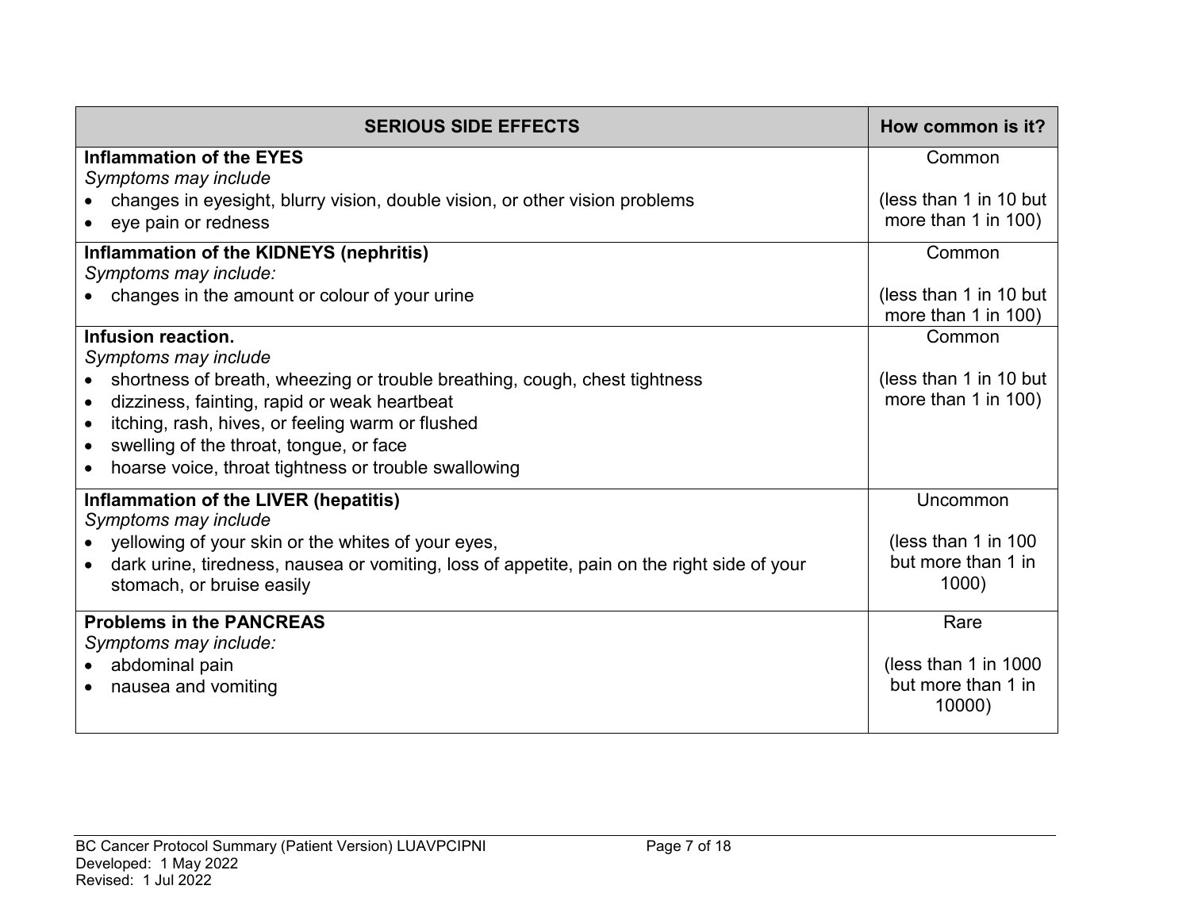| SERIOUS SIDE EFFECTS | How common is it? |
|---|---|
| **Inflammation of the EYES**<br>*Symptoms may include*<br>• changes in eyesight, blurry vision, double vision, or other vision problems<br>• eye pain or redness | Common<br><br>(less than 1 in 10 but more than 1 in 100) |
| **Inflammation of the KIDNEYS (nephritis)**<br>*Symptoms may include:*<br>• changes in the amount or colour of your urine | Common<br><br>(less than 1 in 10 but more than 1 in 100) |
| **Infusion reaction.**<br>*Symptoms may include*<br>• shortness of breath, wheezing or trouble breathing, cough, chest tightness<br>• dizziness, fainting, rapid or weak heartbeat<br>• itching, rash, hives, or feeling warm or flushed<br>• swelling of the throat, tongue, or face<br>• hoarse voice, throat tightness or trouble swallowing | Common<br><br>(less than 1 in 10 but more than 1 in 100) |
| **Inflammation of the LIVER (hepatitis)**<br>*Symptoms may include*<br>• yellowing of your skin or the whites of your eyes,<br>• dark urine, tiredness, nausea or vomiting, loss of appetite, pain on the right side of your stomach, or bruise easily | Uncommon<br><br>(less than 1 in 100 but more than 1 in 1000) |
| **Problems in the PANCREAS**<br>*Symptoms may include:*<br>• abdominal pain<br>• nausea and vomiting | Rare<br><br>(less than 1 in 1000 but more than 1 in 10000) |

BC Cancer Protocol Summary (Patient Version) LUAVPCIPNI
Developed: 1 May 2022
Revised: 1 Jul 2022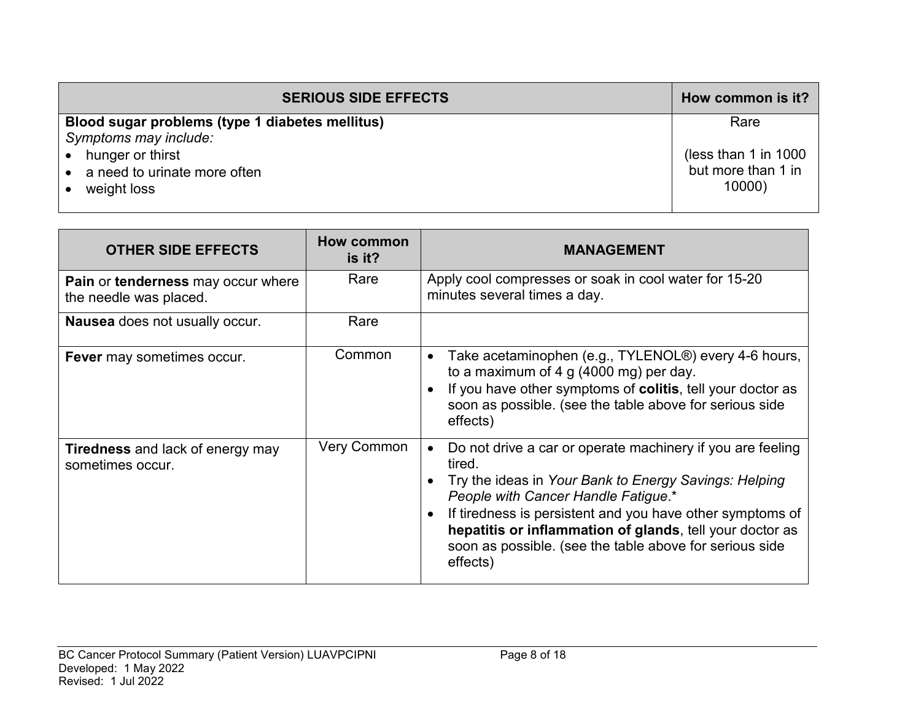| SERIOUS SIDE EFFECTS | How common is it? |
| --- | --- |
| **Blood sugar problems (type 1 diabetes mellitus)**<br>*Symptoms may include:*<br>• hunger or thirst<br>• a need to urinate more often<br>• weight loss | Rare<br><br>(less than 1 in 1000 but more than 1 in 10000) |

| OTHER SIDE EFFECTS | How common is it? | MANAGEMENT |
| --- | --- | --- |
| **Pain** or **tenderness** may occur where the needle was placed. | Rare | Apply cool compresses or soak in cool water for 15-20 minutes several times a day. |
| **Nausea** does not usually occur. | Rare | |
| **Fever** may sometimes occur. | Common | • Take acetaminophen (e.g., TYLENOL®) every 4-6 hours, to a maximum of 4 g (4000 mg) per day.<br>• If you have other symptoms of **colitis**, tell your doctor as soon as possible. (see the table above for serious side effects) |
| **Tiredness** and lack of energy may sometimes occur. | Very Common | • Do not drive a car or operate machinery if you are feeling tired.<br>• Try the ideas in *Your Bank to Energy Savings: Helping People with Cancer Handle Fatigue*.*<br>• If tiredness is persistent and you have other symptoms of **hepatitis or inflammation of glands**, tell your doctor as soon as possible. (see the table above for serious side effects) |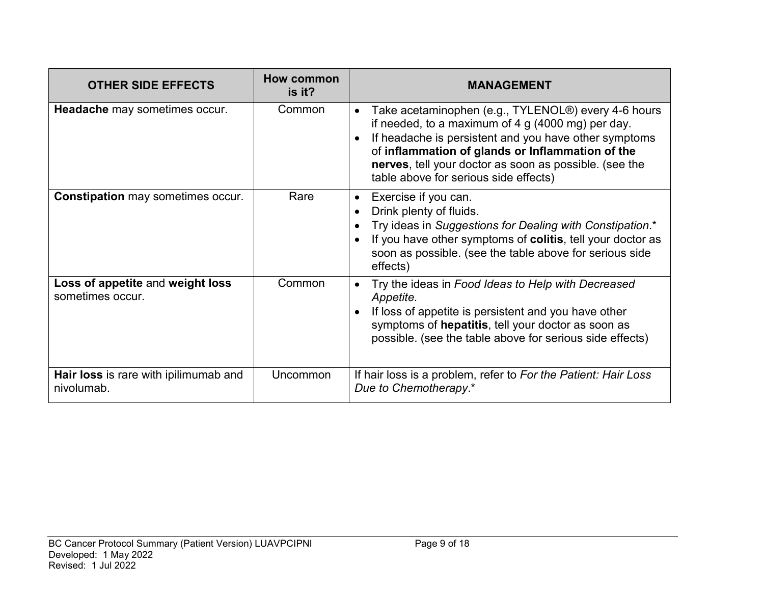| OTHER SIDE EFFECTS | How common is it? | MANAGEMENT |
|---|---|---|
| **Headache** may sometimes occur. | Common | • Take acetaminophen (e.g., TYLENOL®) every 4-6 hours if needed, to a maximum of 4 g (4000 mg) per day.<br>• If headache is persistent and you have other symptoms of **inflammation of glands or Inflammation of the nerves**, tell your doctor as soon as possible. (see the table above for serious side effects) |
| **Constipation** may sometimes occur. | Rare | • Exercise if you can.<br>• Drink plenty of fluids.<br>• Try ideas in *Suggestions for Dealing with Constipation*.*<br>• If you have other symptoms of **colitis**, tell your doctor as soon as possible. (see the table above for serious side effects) |
| **Loss of appetite** and **weight loss** sometimes occur. | Common | • Try the ideas in *Food Ideas to Help with Decreased Appetite.*<br>• If loss of appetite is persistent and you have other symptoms of **hepatitis**, tell your doctor as soon as possible. (see the table above for serious side effects) |
| **Hair loss** is rare with ipilimumab and nivolumab. | Uncommon | If hair loss is a problem, refer to *For the Patient: Hair Loss Due to Chemotherapy*.* |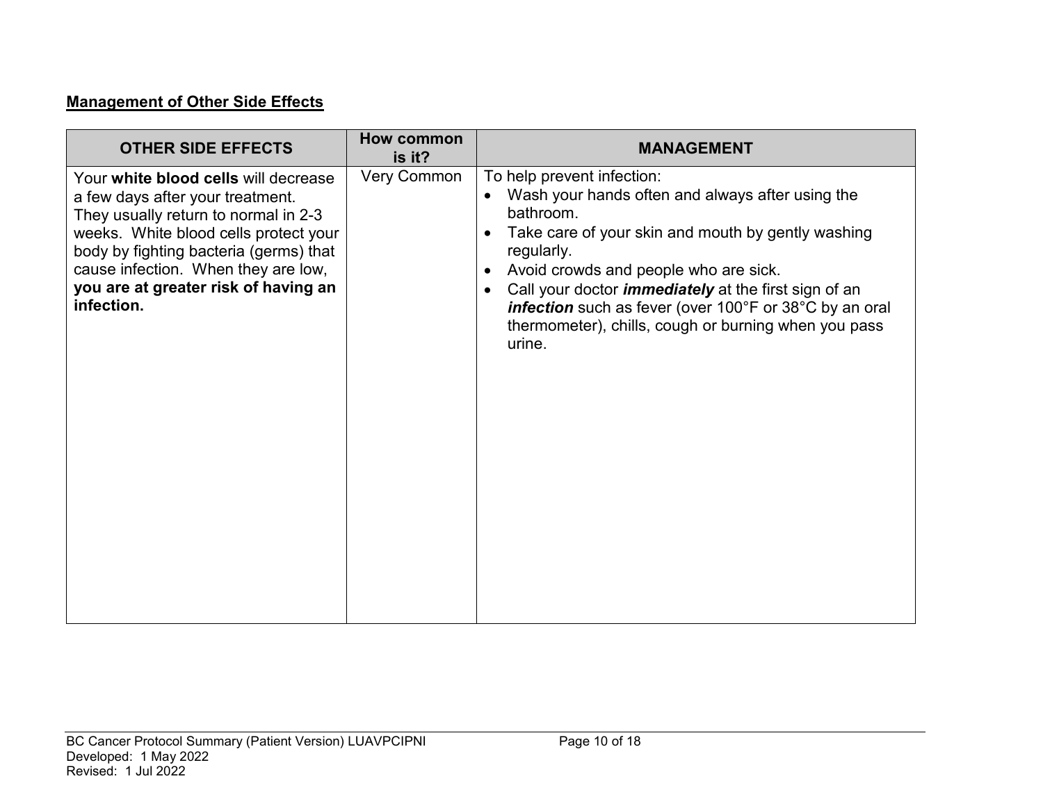**Management of Other Side Effects**

| OTHER SIDE EFFECTS | How common is it? | MANAGEMENT |
|---|---|---|
| Your **white blood cells** will decrease a few days after your treatment. They usually return to normal in 2-3 weeks. White blood cells protect your body by fighting bacteria (germs) that cause infection. When they are low, **you are at greater risk of having an infection.** | Very Common | To help prevent infection:<br>• Wash your hands often and always after using the bathroom.<br>• Take care of your skin and mouth by gently washing regularly.<br>• Avoid crowds and people who are sick.<br>• Call your doctor ***immediately*** at the first sign of an ***infection*** such as fever (over 100°F or 38°C by an oral thermometer), chills, cough or burning when you pass urine. |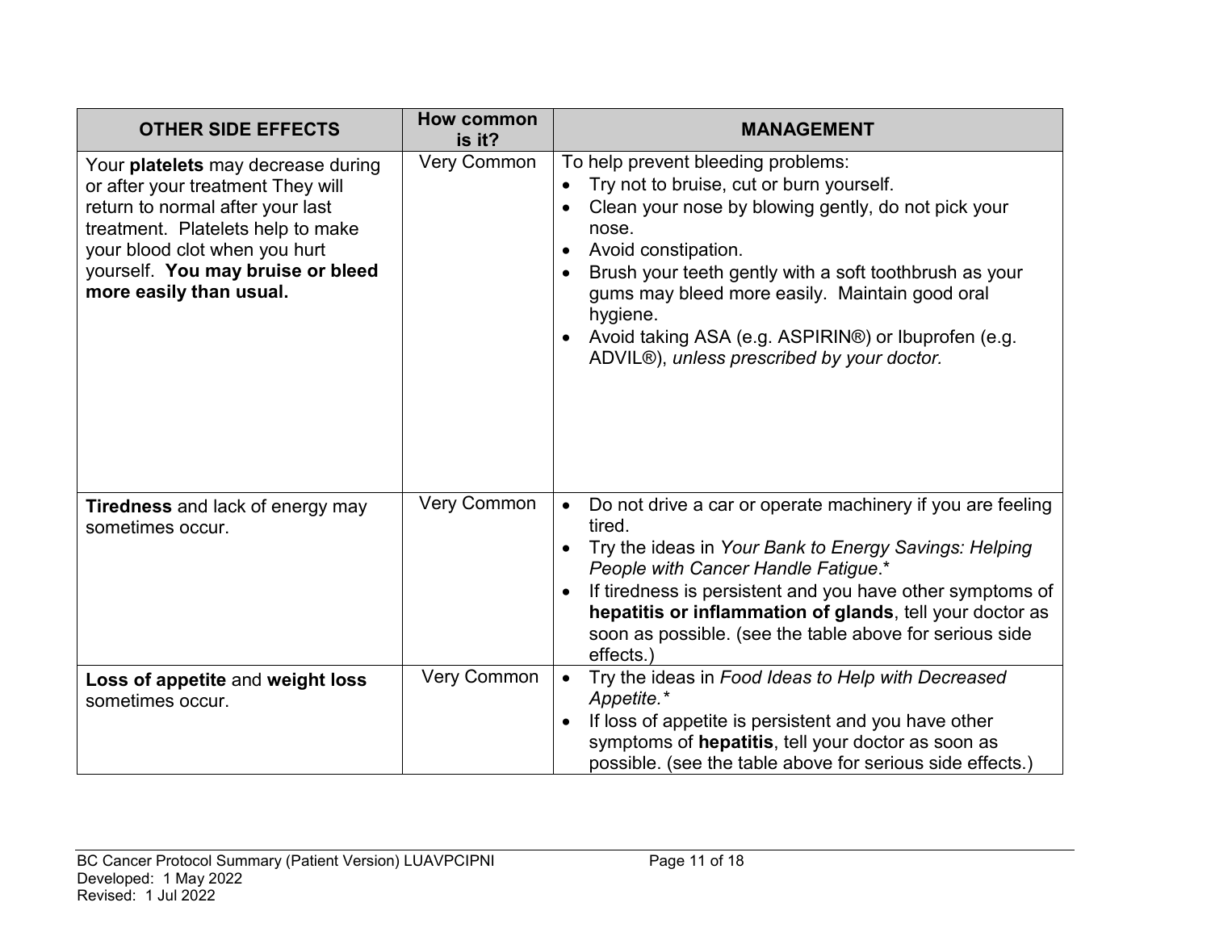| OTHER SIDE EFFECTS | How common is it? | MANAGEMENT |
|---|---|---|
| Your **platelets** may decrease during or after your treatment They will return to normal after your last treatment. Platelets help to make your blood clot when you hurt yourself. **You may bruise or bleed more easily than usual.** | Very Common | To help prevent bleeding problems:<br>• Try not to bruise, cut or burn yourself.<br>• Clean your nose by blowing gently, do not pick your nose.<br>• Avoid constipation.<br>• Brush your teeth gently with a soft toothbrush as your gums may bleed more easily. Maintain good oral hygiene.<br>• Avoid taking ASA (e.g. ASPIRIN®) or Ibuprofen (e.g. ADVIL®), *unless prescribed by your doctor.* |
| **Tiredness** and lack of energy may sometimes occur. | Very Common | • Do not drive a car or operate machinery if you are feeling tired.<br>• Try the ideas in *Your Bank to Energy Savings: Helping People with Cancer Handle Fatigue.**<br>• If tiredness is persistent and you have other symptoms of **hepatitis or inflammation of glands**, tell your doctor as soon as possible. (see the table above for serious side effects.) |
| **Loss of appetite** and **weight loss** sometimes occur. | Very Common | • Try the ideas in *Food Ideas to Help with Decreased Appetite.**<br>• If loss of appetite is persistent and you have other symptoms of **hepatitis**, tell your doctor as soon as possible. (see the table above for serious side effects.) |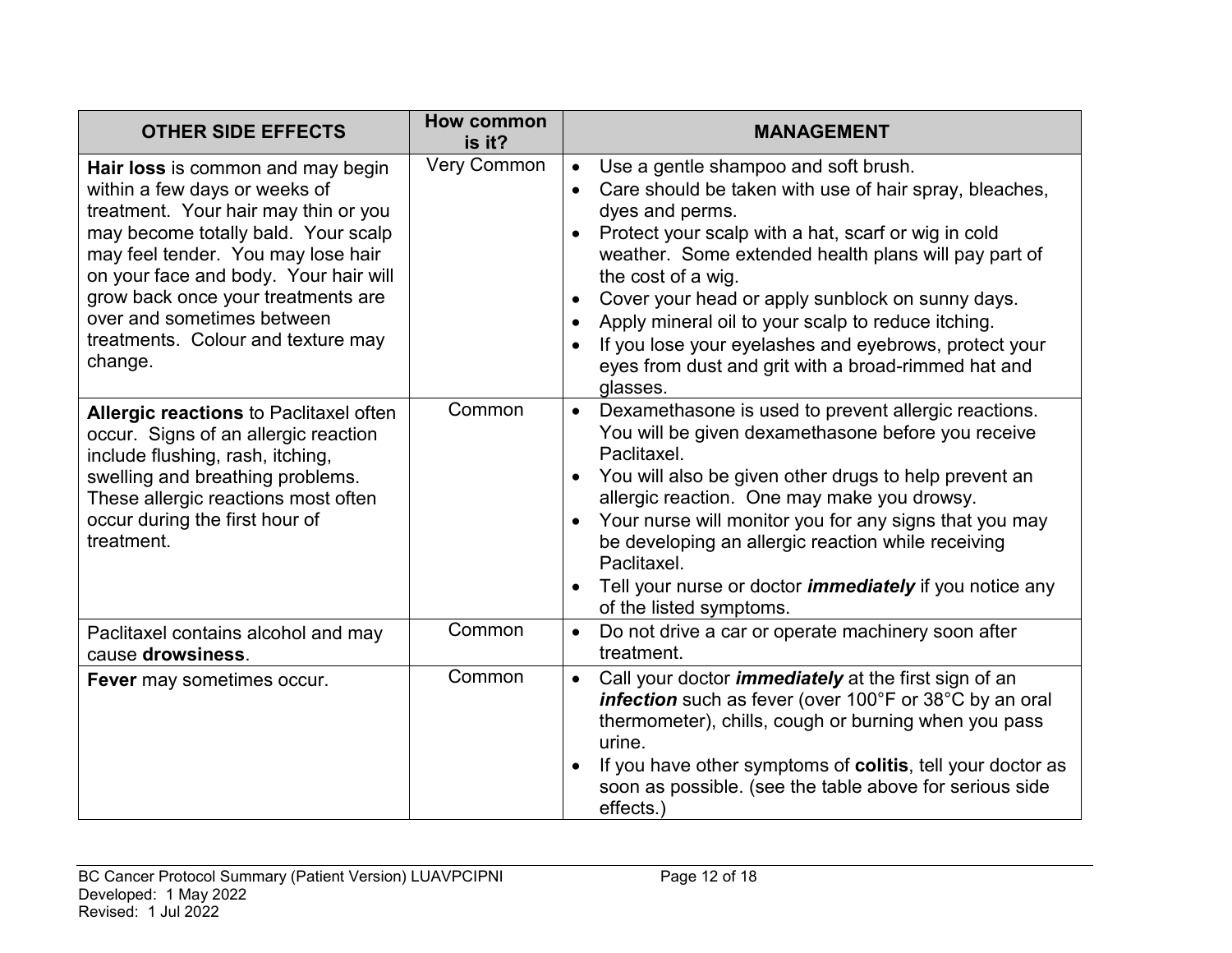| OTHER SIDE EFFECTS | How common is it? | MANAGEMENT |
|---|---|---|
| **Hair loss** is common and may begin within a few days or weeks of treatment. Your hair may thin or you may become totally bald. Your scalp may feel tender. You may lose hair on your face and body. Your hair will grow back once your treatments are over and sometimes between treatments. Colour and texture may change. | Very Common | • Use a gentle shampoo and soft brush.<br>• Care should be taken with use of hair spray, bleaches, dyes and perms.<br>• Protect your scalp with a hat, scarf or wig in cold weather. Some extended health plans will pay part of the cost of a wig.<br>• Cover your head or apply sunblock on sunny days.<br>• Apply mineral oil to your scalp to reduce itching.<br>• If you lose your eyelashes and eyebrows, protect your eyes from dust and grit with a broad-rimmed hat and glasses. |
| **Allergic reactions** to Paclitaxel often occur. Signs of an allergic reaction include flushing, rash, itching, swelling and breathing problems. These allergic reactions most often occur during the first hour of treatment. | Common | • Dexamethasone is used to prevent allergic reactions. You will be given dexamethasone before you receive Paclitaxel.<br>• You will also be given other drugs to help prevent an allergic reaction. One may make you drowsy.<br>• Your nurse will monitor you for any signs that you may be developing an allergic reaction while receiving Paclitaxel.<br>• Tell your nurse or doctor ***immediately*** if you notice any of the listed symptoms. |
| Paclitaxel contains alcohol and may cause **drowsiness**. | Common | • Do not drive a car or operate machinery soon after treatment. |
| **Fever** may sometimes occur. | Common | • Call your doctor ***immediately*** at the first sign of an ***infection*** such as fever (over 100°F or 38°C by an oral thermometer), chills, cough or burning when you pass urine.<br>• If you have other symptoms of **colitis**, tell your doctor as soon as possible. (see the table above for serious side effects.) |

BC Cancer Protocol Summary (Patient Version) LUAVPCIPNI
Developed: 1 May 2022
Revised: 1 Jul 2022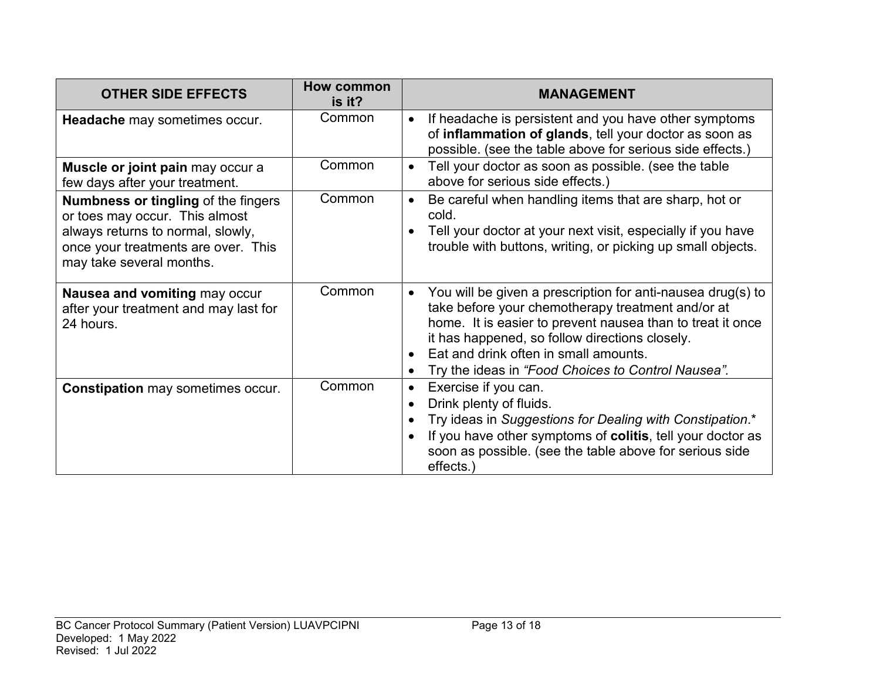| OTHER SIDE EFFECTS | How common is it? | MANAGEMENT |
|---|---|---|
| **Headache** may sometimes occur. | Common | • If headache is persistent and you have other symptoms of **inflammation of glands**, tell your doctor as soon as possible. (see the table above for serious side effects.) |
| **Muscle or joint pain** may occur a few days after your treatment. | Common | • Tell your doctor as soon as possible. (see the table above for serious side effects.) |
| **Numbness or tingling** of the fingers or toes may occur. This almost always returns to normal, slowly, once your treatments are over. This may take several months. | Common | • Be careful when handling items that are sharp, hot or cold.<br>• Tell your doctor at your next visit, especially if you have trouble with buttons, writing, or picking up small objects. |
| **Nausea and vomiting** may occur after your treatment and may last for 24 hours. | Common | • You will be given a prescription for anti-nausea drug(s) to take before your chemotherapy treatment and/or at home. It is easier to prevent nausea than to treat it once it has happened, so follow directions closely.<br>• Eat and drink often in small amounts.<br>• Try the ideas in *"Food Choices to Control Nausea".* |
| **Constipation** may sometimes occur. | Common | • Exercise if you can.<br>• Drink plenty of fluids.<br>• Try ideas in *Suggestions for Dealing with Constipation*.*<br>• If you have other symptoms of **colitis**, tell your doctor as soon as possible. (see the table above for serious side effects.) |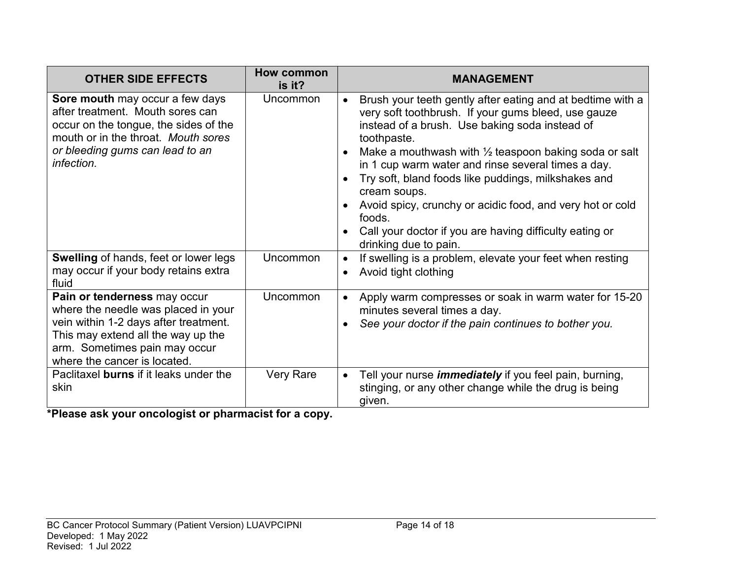| OTHER SIDE EFFECTS | How common is it? | MANAGEMENT |
|---|---|---|
| **Sore mouth** may occur a few days after treatment. Mouth sores can occur on the tongue, the sides of the mouth or in the throat. *Mouth sores or bleeding gums can lead to an infection.* | Uncommon | • Brush your teeth gently after eating and at bedtime with a very soft toothbrush. If your gums bleed, use gauze instead of a brush. Use baking soda instead of toothpaste.<br>• Make a mouthwash with ½ teaspoon baking soda or salt in 1 cup warm water and rinse several times a day.<br>• Try soft, bland foods like puddings, milkshakes and cream soups.<br>• Avoid spicy, crunchy or acidic food, and very hot or cold foods.<br>• Call your doctor if you are having difficulty eating or drinking due to pain. |
| **Swelling** of hands, feet or lower legs may occur if your body retains extra fluid | Uncommon | • If swelling is a problem, elevate your feet when resting<br>• Avoid tight clothing |
| **Pain or tenderness** may occur where the needle was placed in your vein within 1-2 days after treatment. This may extend all the way up the arm. Sometimes pain may occur where the cancer is located. | Uncommon | • Apply warm compresses or soak in warm water for 15-20 minutes several times a day.<br>• *See your doctor if the pain continues to bother you.* |
| Paclitaxel **burns** if it leaks under the skin | Very Rare | • Tell your nurse ***immediately*** if you feel pain, burning, stinging, or any other change while the drug is being given. |

**\*Please ask your oncologist or pharmacist for a copy.**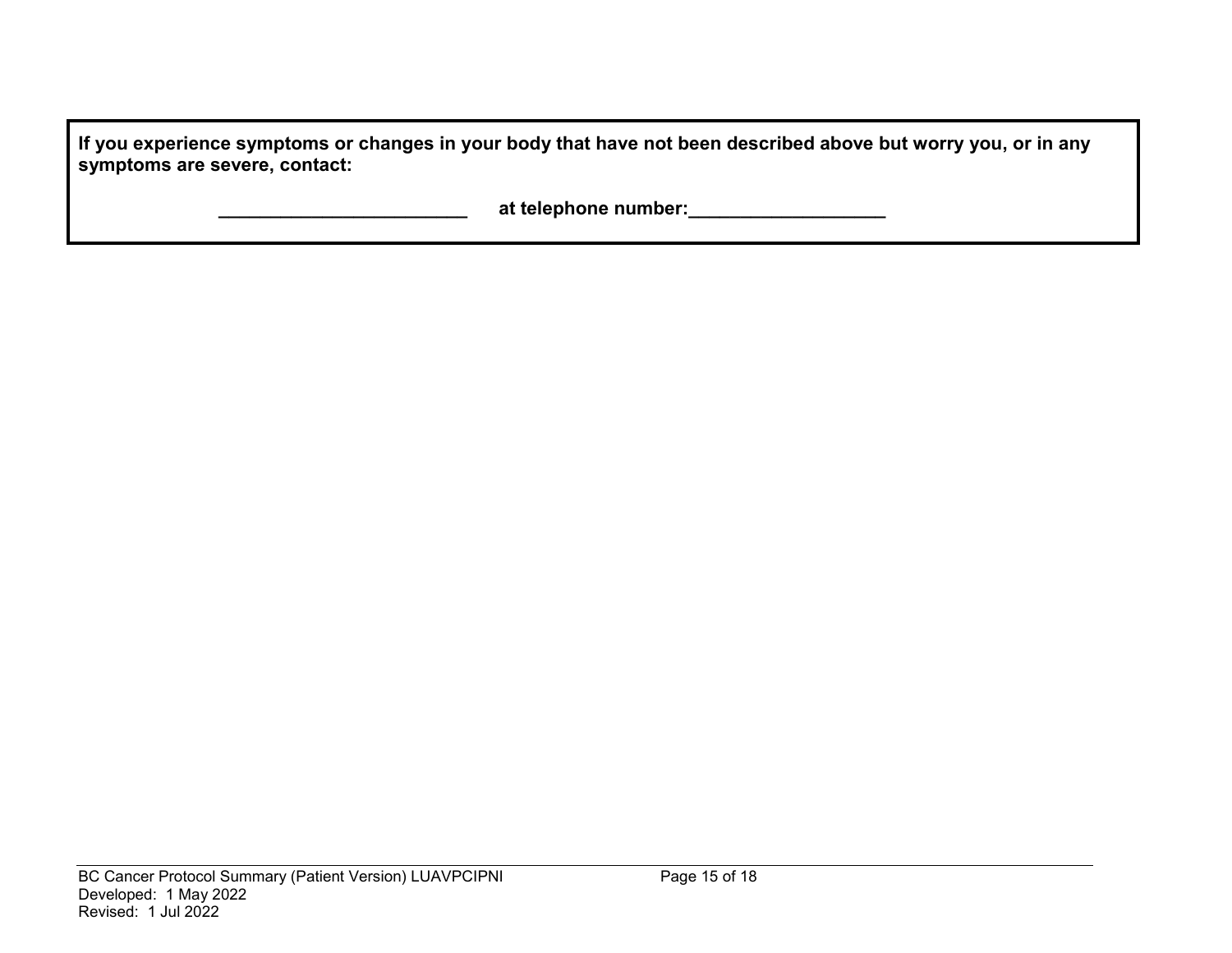**If you experience symptoms or changes in your body that have not been described above but worry you, or in any symptoms are severe, contact:**

**________________________ at telephone number:___________________**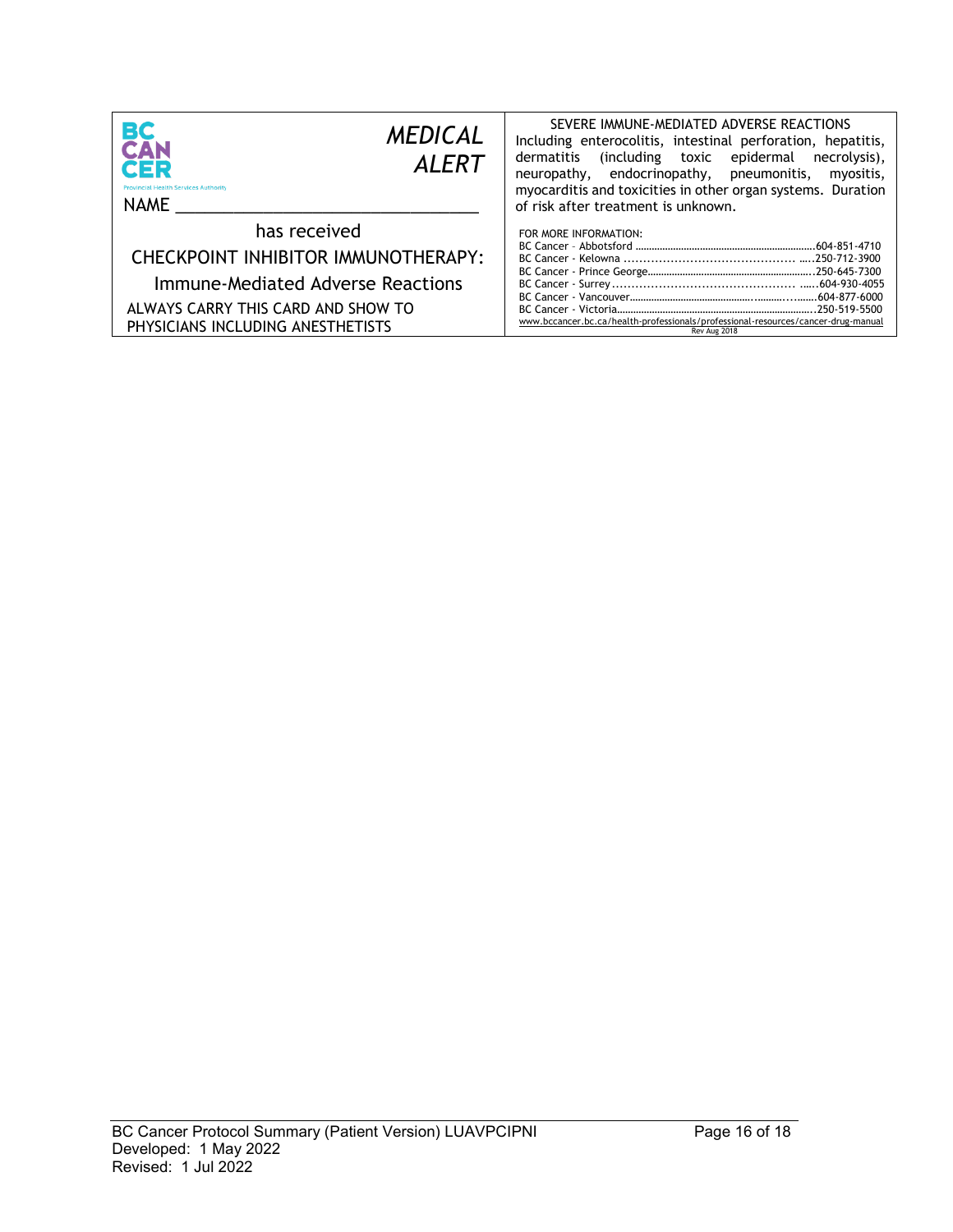BC CANCER

Provincial Health Services Authority

*MEDICAL ALERT*

NAME ________________________________

has received

CHECKPOINT INHIBITOR IMMUNOTHERAPY:

Immune-Mediated Adverse Reactions

ALWAYS CARRY THIS CARD AND SHOW TO PHYSICIANS INCLUDING ANESTHETISTS

SEVERE IMMUNE-MEDIATED ADVERSE REACTIONS

Including enterocolitis, intestinal perforation, hepatitis, dermatitis (including toxic epidermal necrolysis), neuropathy, endocrinopathy, pneumonitis, myositis, myocarditis and toxicities in other organ systems. Duration of risk after treatment is unknown.

FOR MORE INFORMATION:

BC Cancer – Abbotsford ............................604-851-4710
BC Cancer - Kelowna ...............................250-712-3900
BC Cancer - Prince George.........................250-645-7300
BC Cancer - Surrey ..................................604-930-4055
BC Cancer - Vancouver..............................604-877-6000
BC Cancer - Victoria..................................250-519-5500

www.bccancer.bc.ca/health-professionals/professional-resources/cancer-drug-manual

Rev Aug 2018

BC Cancer Protocol Summary (Patient Version) LUAVPCIPNI
Developed: 1 May 2022
Revised: 1 Jul 2022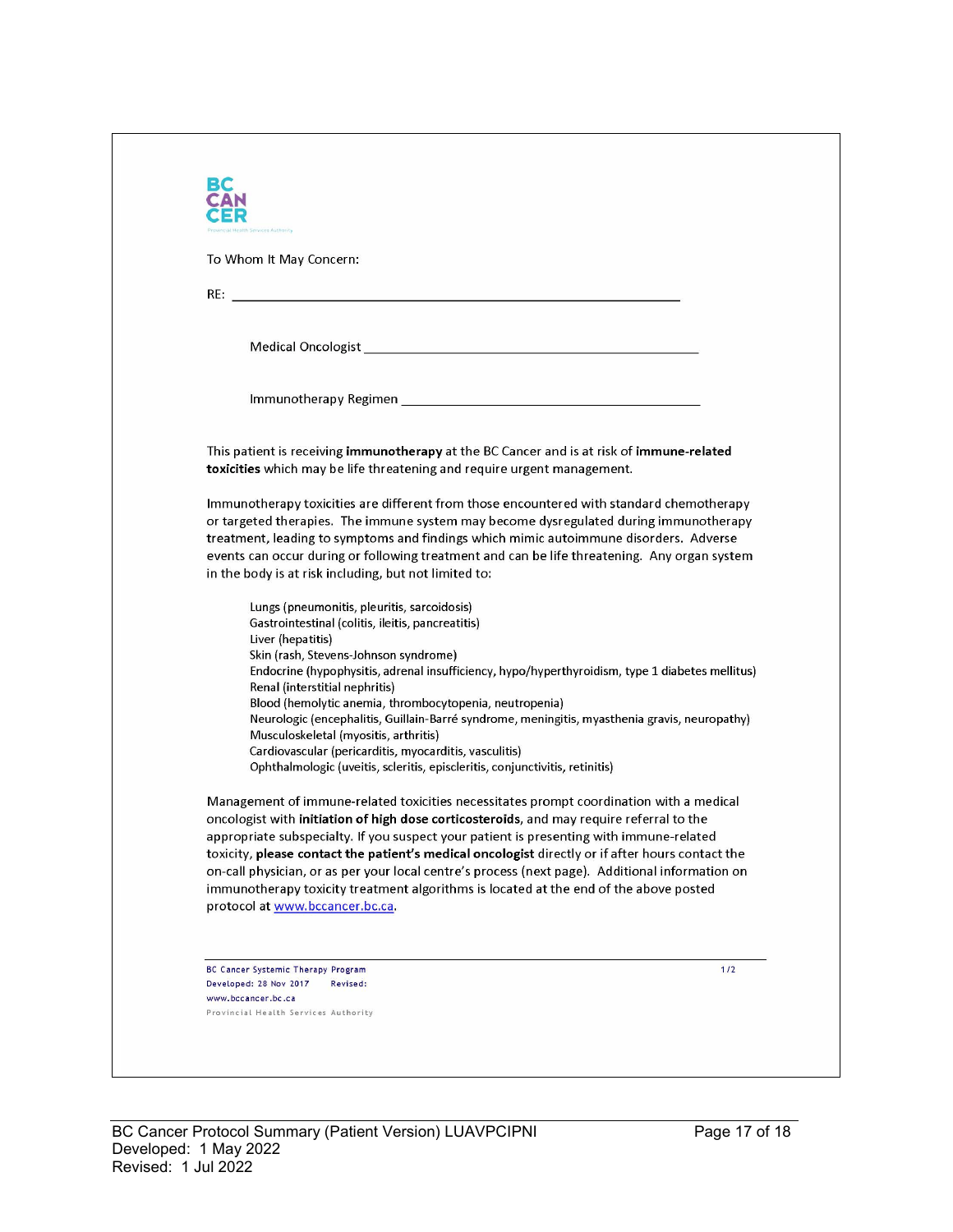BC CANCER

To Whom It May Concern:

RE: ______________________________________________

Medical Oncologist ______________________________________

Immunotherapy Regimen ___________________________________

This patient is receiving **immunotherapy** at the BC Cancer and is at risk of **immune-related toxicities** which may be life threatening and require urgent management.

Immunotherapy toxicities are different from those encountered with standard chemotherapy or targeted therapies. The immune system may become dysregulated during immunotherapy treatment, leading to symptoms and findings which mimic autoimmune disorders. Adverse events can occur during or following treatment and can be life threatening. Any organ system in the body is at risk including, but not limited to:

- Lungs (pneumonitis, pleuritis, sarcoidosis)
- Gastrointestinal (colitis, ileitis, pancreatitis)
- Liver (hepatitis)
- Skin (rash, Stevens-Johnson syndrome)
- Endocrine (hypophysitis, adrenal insufficiency, hypo/hyperthyroidism, type 1 diabetes mellitus)
- Renal (interstitial nephritis)
- Blood (hemolytic anemia, thrombocytopenia, neutropenia)
- Neurologic (encephalitis, Guillain-Barré syndrome, meningitis, myasthenia gravis, neuropathy)
- Musculoskeletal (myositis, arthritis)
- Cardiovascular (pericarditis, myocarditis, vasculitis)
- Ophthalmologic (uveitis, scleritis, episcleritis, conjunctivitis, retinitis)

Management of immune-related toxicities necessitates prompt coordination with a medical oncologist with **initiation of high dose corticosteroids**, and may require referral to the appropriate subspecialty. If you suspect your patient is presenting with immune-related toxicity, **please contact the patient's medical oncologist** directly or if after hours contact the on-call physician, or as per your local centre's process (next page). Additional information on immunotherapy toxicity treatment algorithms is located at the end of the above posted protocol at www.bccancer.bc.ca.

BC Cancer Systemic Therapy Program
Developed: 28 Nov 2017 Revised:
www.bccancer.bc.ca
Provincial Health Services Authority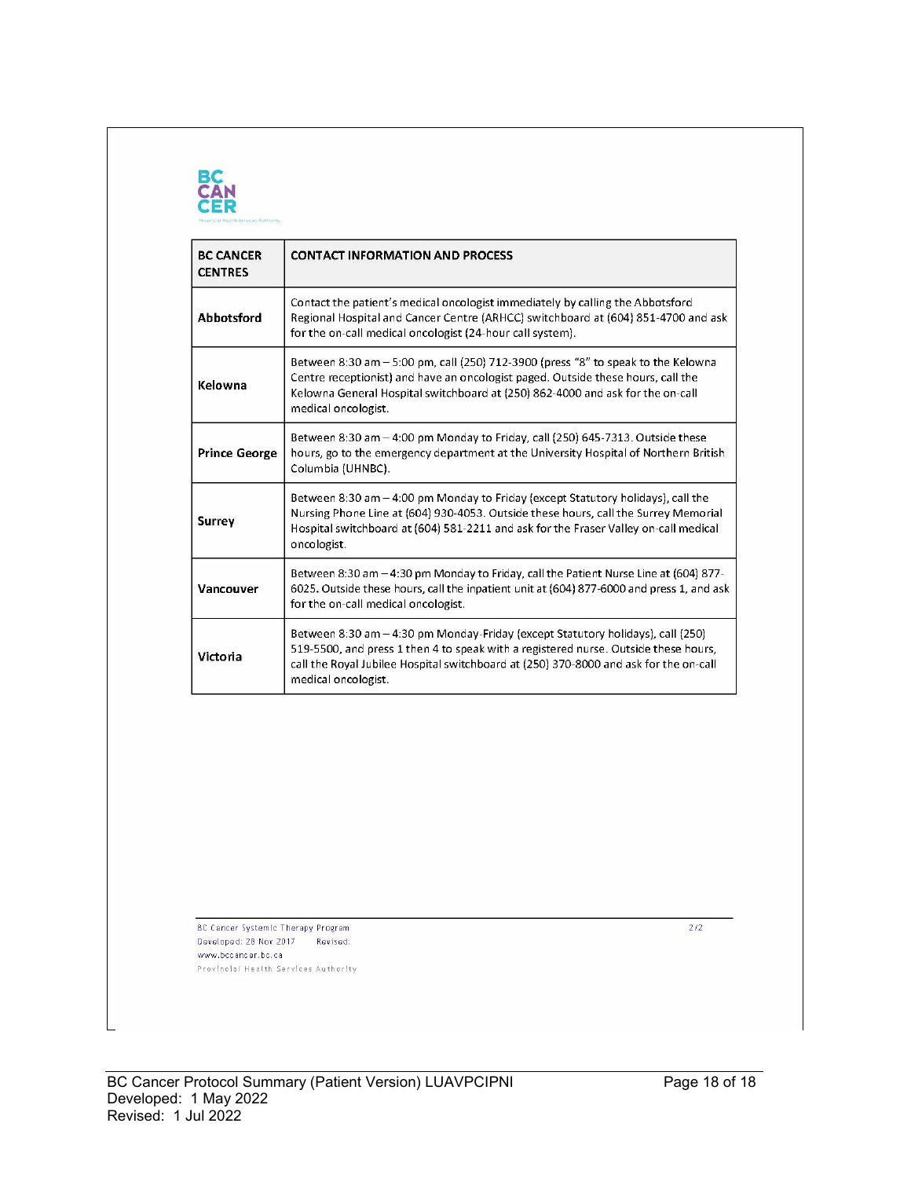| BC CANCER CENTRES | CONTACT INFORMATION AND PROCESS |
|---|---|
| Abbotsford | Contact the patient's medical oncologist immediately by calling the Abbotsford Regional Hospital and Cancer Centre (ARHCC) switchboard at (604) 851-4700 and ask for the on-call medical oncologist (24-hour call system). |
| Kelowna | Between 8:30 am – 5:00 pm, call (250) 712-3900 (press "8" to speak to the Kelowna Centre receptionist) and have an oncologist paged. Outside these hours, call the Kelowna General Hospital switchboard at (250) 862-4000 and ask for the on-call medical oncologist. |
| Prince George | Between 8:30 am – 4:00 pm Monday to Friday, call (250) 645-7313. Outside these hours, go to the emergency department at the University Hospital of Northern British Columbia (UHNBC). |
| Surrey | Between 8:30 am – 4:00 pm Monday to Friday (except Statutory holidays), call the Nursing Phone Line at (604) 930-4053. Outside these hours, call the Surrey Memorial Hospital switchboard at (604) 581-2211 and ask for the Fraser Valley on-call medical oncologist. |
| Vancouver | Between 8:30 am – 4:30 pm Monday to Friday, call the Patient Nurse Line at (604) 877-6025. Outside these hours, call the inpatient unit at (604) 877-6000 and press 1, and ask for the on-call medical oncologist. |
| Victoria | Between 8:30 am – 4:30 pm Monday-Friday (except Statutory holidays), call (250) 519-5500, and press 1 then 4 to speak with a registered nurse. Outside these hours, call the Royal Jubilee Hospital switchboard at (250) 370-8000 and ask for the on-call medical oncologist. |

BC Cancer Systemic Therapy Program
Developed: 28 Nov 2017 Revised:
www.bccancer.bc.ca
Provincial Health Services Authority